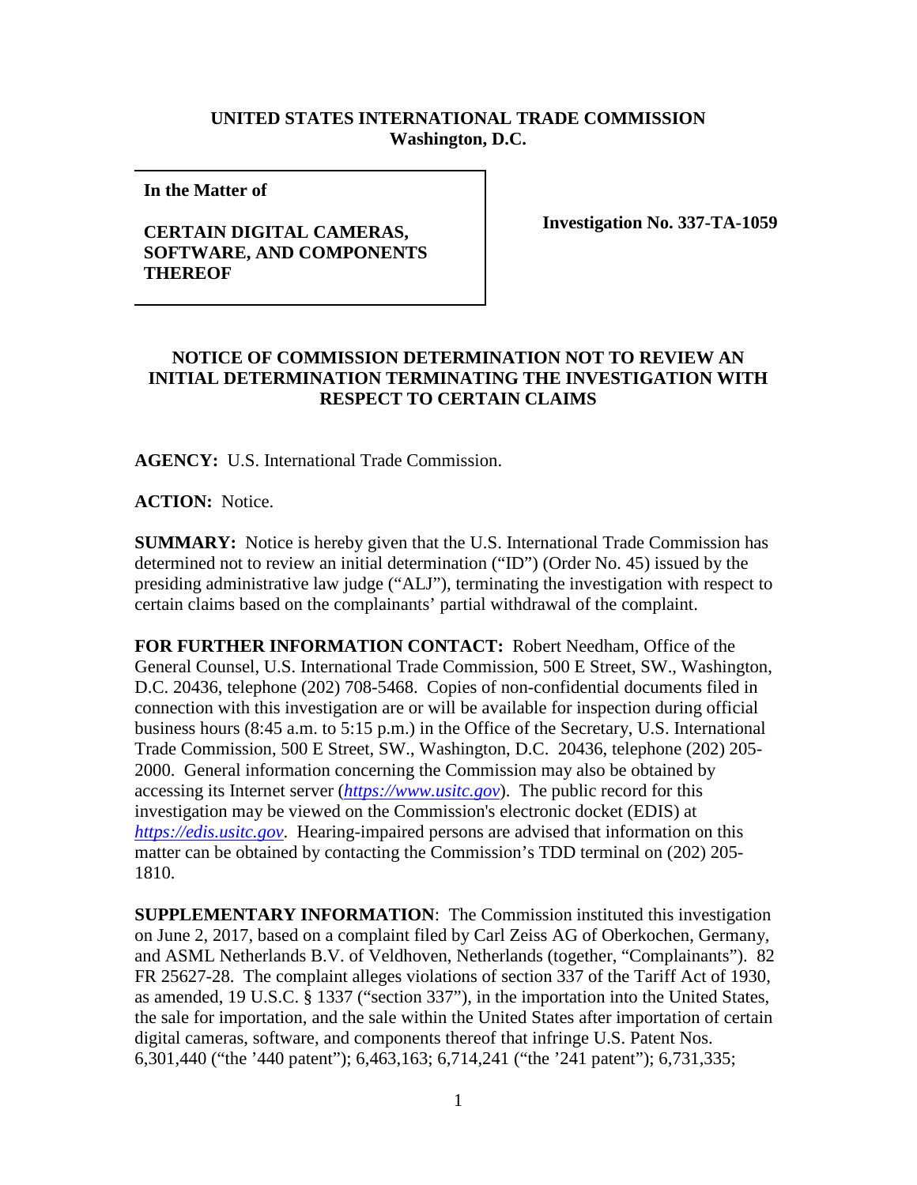**UNITED STATES INTERNATIONAL TRADE COMMISSION**
**Washington, D.C.**

**In the Matter of**

**CERTAIN DIGITAL CAMERAS, SOFTWARE, AND COMPONENTS THEREOF**

**Investigation No. 337-TA-1059**

**NOTICE OF COMMISSION DETERMINATION NOT TO REVIEW AN INITIAL DETERMINATION TERMINATING THE INVESTIGATION WITH RESPECT TO CERTAIN CLAIMS**

**AGENCY:** U.S. International Trade Commission.

**ACTION:** Notice.

**SUMMARY:** Notice is hereby given that the U.S. International Trade Commission has determined not to review an initial determination ("ID") (Order No. 45) issued by the presiding administrative law judge ("ALJ"), terminating the investigation with respect to certain claims based on the complainants' partial withdrawal of the complaint.

**FOR FURTHER INFORMATION CONTACT:** Robert Needham, Office of the General Counsel, U.S. International Trade Commission, 500 E Street, SW., Washington, D.C. 20436, telephone (202) 708-5468. Copies of non-confidential documents filed in connection with this investigation are or will be available for inspection during official business hours (8:45 a.m. to 5:15 p.m.) in the Office of the Secretary, U.S. International Trade Commission, 500 E Street, SW., Washington, D.C. 20436, telephone (202) 205-2000. General information concerning the Commission may also be obtained by accessing its Internet server (*https://www.usitc.gov*). The public record for this investigation may be viewed on the Commission's electronic docket (EDIS) at *https://edis.usitc.gov*. Hearing-impaired persons are advised that information on this matter can be obtained by contacting the Commission's TDD terminal on (202) 205-1810.

**SUPPLEMENTARY INFORMATION**: The Commission instituted this investigation on June 2, 2017, based on a complaint filed by Carl Zeiss AG of Oberkochen, Germany, and ASML Netherlands B.V. of Veldhoven, Netherlands (together, "Complainants"). 82 FR 25627-28. The complaint alleges violations of section 337 of the Tariff Act of 1930, as amended, 19 U.S.C. § 1337 ("section 337"), in the importation into the United States, the sale for importation, and the sale within the United States after importation of certain digital cameras, software, and components thereof that infringe U.S. Patent Nos. 6,301,440 ("the '440 patent"); 6,463,163; 6,714,241 ("the '241 patent"); 6,731,335;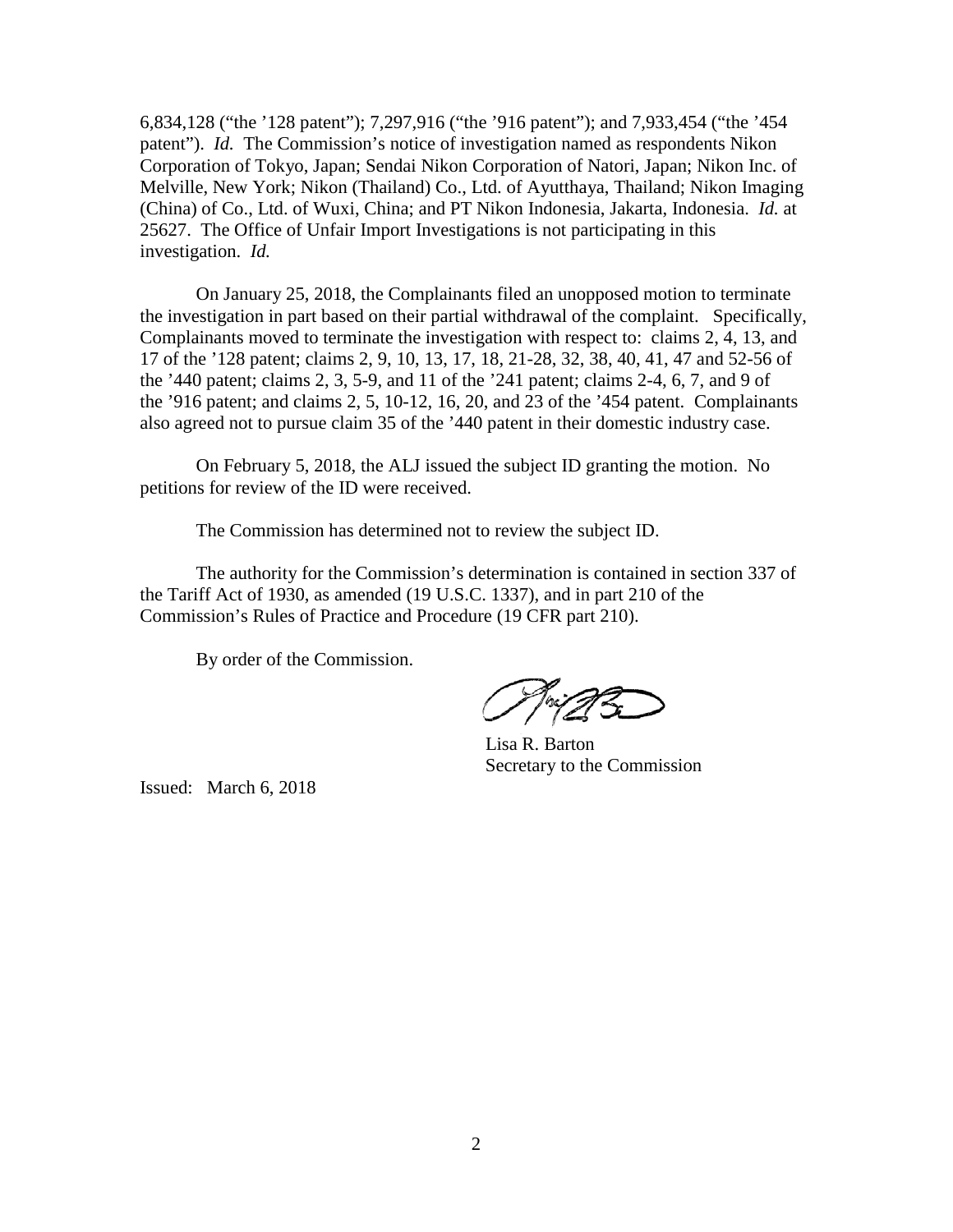6,834,128 ("the '128 patent"); 7,297,916 ("the '916 patent"); and 7,933,454 ("the '454 patent"). *Id.* The Commission's notice of investigation named as respondents Nikon Corporation of Tokyo, Japan; Sendai Nikon Corporation of Natori, Japan; Nikon Inc. of Melville, New York; Nikon (Thailand) Co., Ltd. of Ayutthaya, Thailand; Nikon Imaging (China) of Co., Ltd. of Wuxi, China; and PT Nikon Indonesia, Jakarta, Indonesia. *Id.* at 25627. The Office of Unfair Import Investigations is not participating in this investigation. *Id.*

On January 25, 2018, the Complainants filed an unopposed motion to terminate the investigation in part based on their partial withdrawal of the complaint. Specifically, Complainants moved to terminate the investigation with respect to: claims 2, 4, 13, and 17 of the '128 patent; claims 2, 9, 10, 13, 17, 18, 21-28, 32, 38, 40, 41, 47 and 52-56 of the '440 patent; claims 2, 3, 5-9, and 11 of the '241 patent; claims 2-4, 6, 7, and 9 of the '916 patent; and claims 2, 5, 10-12, 16, 20, and 23 of the '454 patent. Complainants also agreed not to pursue claim 35 of the '440 patent in their domestic industry case.

On February 5, 2018, the ALJ issued the subject ID granting the motion. No petitions for review of the ID were received.

The Commission has determined not to review the subject ID.

The authority for the Commission's determination is contained in section 337 of the Tariff Act of 1930, as amended (19 U.S.C. 1337), and in part 210 of the Commission's Rules of Practice and Procedure (19 CFR part 210).

By order of the Commission.

Lisa R. Barton
Secretary to the Commission

Issued: March 6, 2018